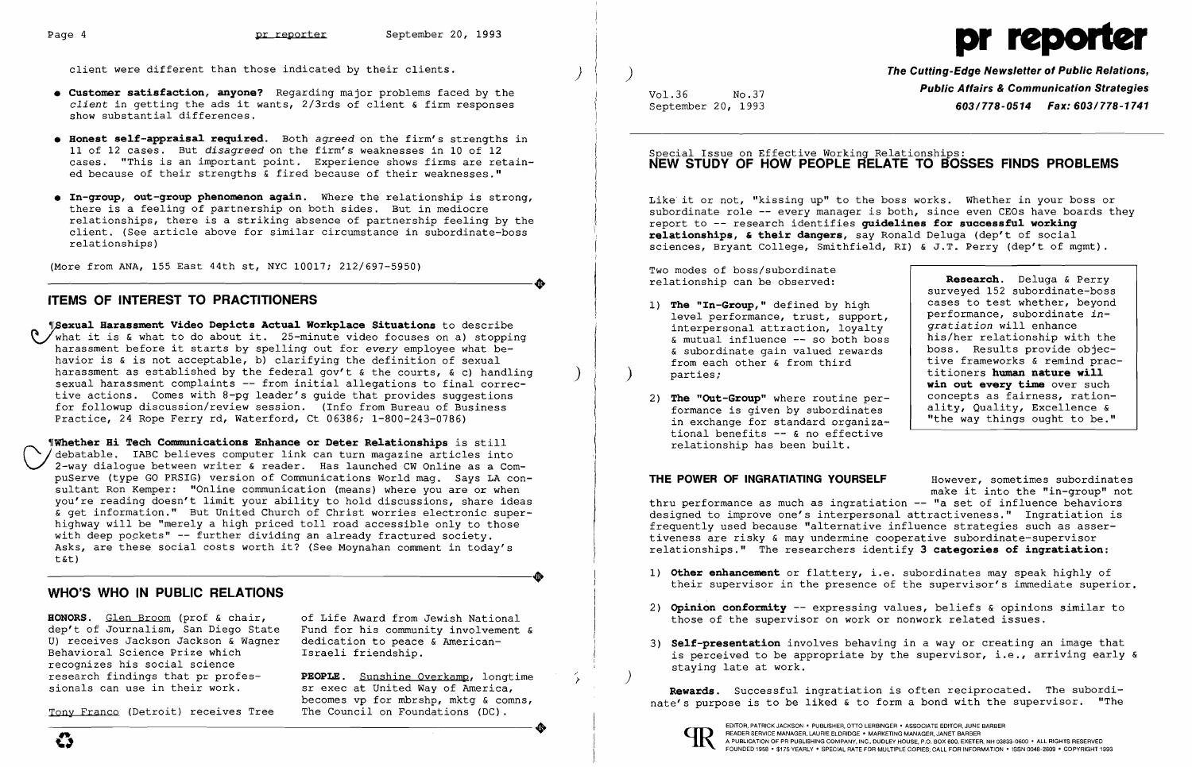client were different than those indicated by their clients.

- **Customer satisfaction, anyone?** Regarding major problems faced by the *client* in getting the ads it wants, 2/3rds of client & firm responses show substantial differences.
- **Honest self-appraisal required.** Both *agreed* on the firm's strengths in 11 of 12 cases. But *disagreed* on the firm's weaknesses in 10 of 12 cases. "This is an important point. Experience shows firms are retained because of their strengths & fired because of their weaknesses."
- **In-group, out-group phenomenon again.** Where the relationship is strong, there is a feeling of partnership on both sides. But in mediocre relationships, there is a striking absence of partnership feeling by the client. (See article above for similar circumstance in subordinate-boss relationships)

(More from ANA, 155 East 44th st, NYC 10017; 212/697-5950)

## ITEMS OF INTEREST TO PRACTITIONERS

¶**Sexual Harassment Video Depicts Actual Workplace Situations** to describe what it is & what to do about it. 25-minute video focuses on a) stopping harassment before it starts by spelling out for *every* employee what behavior is & is not acceptable, b) clarifying the definition of sexual harassment as established by the federal gov't & the courts, & c) handling sexual harassment complaints -- from initial allegations to final corrective actions. Comes with 8-pg leader's guide that provides suggestions for followup discussion/review session. (Info from Bureau of Business Practice, 24 Rope Ferry rd, Waterford, Ct 06386; 1-800-243-0786)

¶**Whether Hi Tech Communications Enhance or Deter Relationships** is still debatable. IABC believes computer link can turn magazine articles into 2-way dialogue between writer & reader. Has launched CW Online as a CompuServe (type GO PRSIG) version of Communications World mag. Says LA consultant Ron Kemper: "Online communication (means) where you are or when you're reading doesn't limit your ability to hold discussions, share ideas & get information." But United Church of Christ worries electronic superhighway will be "merely a high priced toll road accessible only to those with deep pockets" -- further dividing an already fractured society. Asks, are these social costs worth it? (See Moynahan comment in today's t&t)

## WHO'S WHO IN PUBLIC RELATIONS

**HONORS.** Glen Broom (prof & chair, dep't of Journalism, San Diego State U) receives Jackson Jackson & Wagner Behavioral Science Prize which recognizes his social science research findings that pr professionals can use in their work.

Tony Franco (Detroit) receives Tree of Life Award from Jewish National Fund for his community involvement & dedication to peace & American-Israeli friendship.

**PEOPLE.** Sunshine Overkamp, longtime sr exec at United Way of America, becomes vp for mbrshp, mktg & comns, The Council on Foundations (DC).

# pr reporter

***The Cutting-Edge Newsletter of Public Relations, Public Affairs & Communication Strategies***
**603/778-0514 Fax: 603/778-1741**

Vol.36 No.37
September 20, 1993

Special Issue on Effective Working Relationships:

## NEW STUDY OF HOW PEOPLE RELATE TO BOSSES FINDS PROBLEMS

Like it or not, "kissing up" to the boss works. Whether in your boss or subordinate role -- every manager is both, since even CEOs have boards they report to -- research identifies **guidelines for successful working relationships, & their dangers**, say Ronald Deluga (dep't of social sciences, Bryant College, Smithfield, RI) & J.T. Perry (dep't of mgmt).

Two modes of boss/subordinate relationship can be observed:

1) **The "In-Group,"** defined by high level performance, trust, support, interpersonal attraction, loyalty & mutual influence -- so both boss & subordinate gain valued rewards from each other & from third parties;

2) **The "Out-Group"** where routine performance is given by subordinates in exchange for standard organizational benefits -- & no effective relationship has been built.

> **Research.** Deluga & Perry surveyed 152 subordinate-boss cases to test whether, beyond performance, subordinate *ingratiation* will enhance his/her relationship with the boss. Results provide objective frameworks & remind practitioners **human nature will win out every time** over such concepts as fairness, rationality, Quality, Excellence & "the way things ought to be."

### THE POWER OF INGRATIATING YOURSELF

However, sometimes subordinates make it into the "in-group" not thru performance as much as ingratiation -- "a set of influence behaviors designed to improve one's interpersonal attractiveness." Ingratiation is frequently used because "alternative influence strategies such as assertiveness are risky & may undermine cooperative subordinate-supervisor relationships." The researchers identify **3 categories of ingratiation:**

1) **Other enhancement** or flattery, i.e. subordinates may speak highly of their supervisor in the presence of the supervisor's immediate superior.

2) **Opinion conformity** -- expressing values, beliefs & opinions similar to those of the supervisor on work or nonwork related issues.

3) **Self-presentation** involves behaving in a way or creating an image that is perceived to be appropriate by the supervisor, i.e., arriving early & staying late at work.

**Rewards.** Successful ingratiation is often reciprocated. The subordinate's purpose is to be liked & to form a bond with the supervisor. "The

EDITOR, PATRICK JACKSON • PUBLISHER, OTTO LERBINGER • ASSOCIATE EDITOR, JUNE BARBER
READER SERVICE MANAGER, LAURIE ELDRIDGE • MARKETING MANAGER, JANET BARBER
A PUBLICATION OF PR PUBLISHING COMPANY, INC. DUDLEY HOUSE, P.O. BOX 600, EXETER, NH 03833-0600 • ALL RIGHTS RESERVED
FOUNDED 1958 • $175 YEARLY • SPECIAL RATE FOR MULTIPLE COPIES; CALL FOR INFORMATION • ISSN 0048-2609 • COPYRIGHT 1993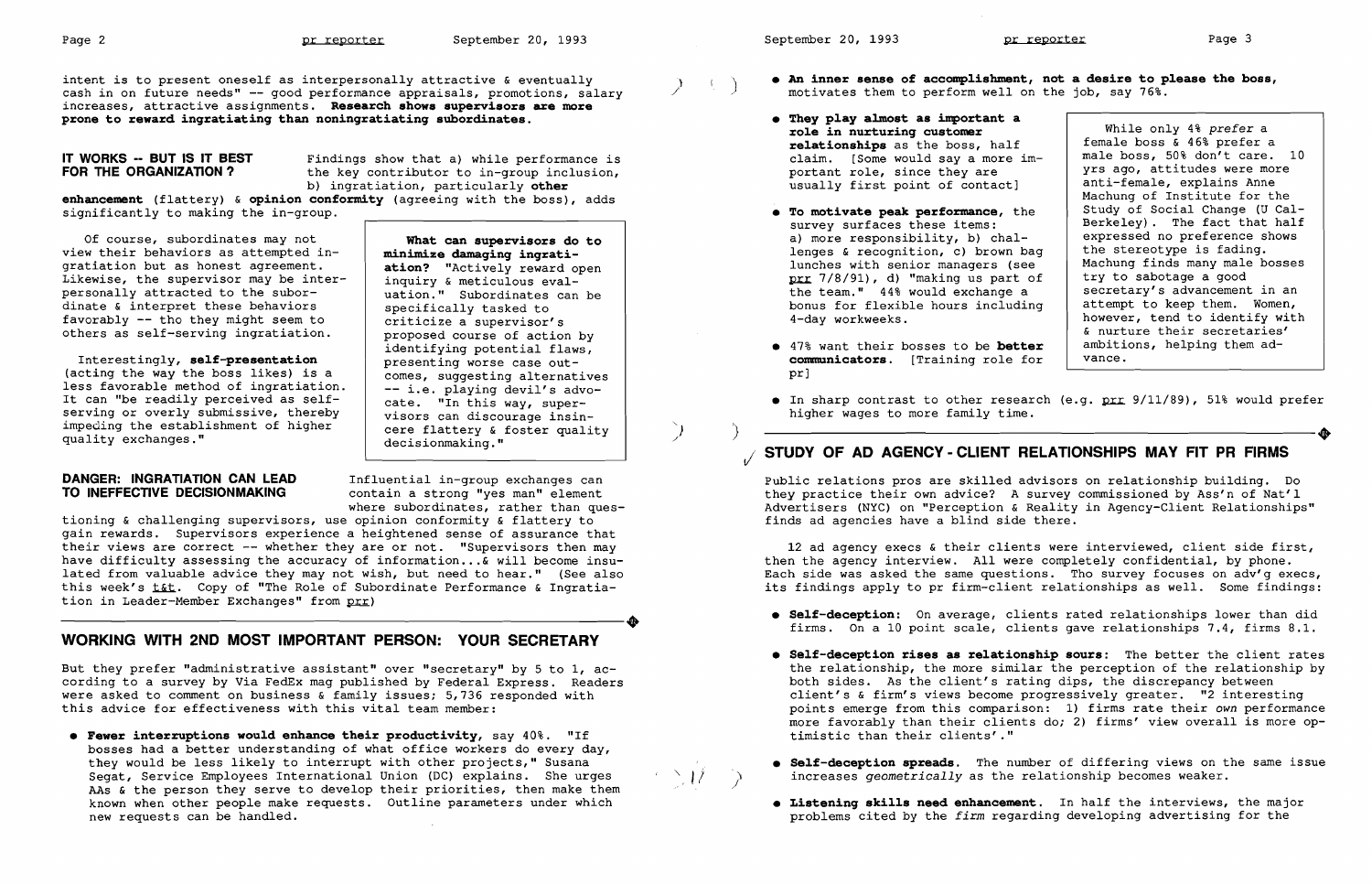intent is to present oneself as interpersonally attractive & eventually cash in on future needs" -- good performance appraisals, promotions, salary increases, attractive assignments. **Research shows supervisors are more prone to reward ingratiating than noningratiating subordinates.**

**IT WORKS -- BUT IS IT BEST FOR THE ORGANIZATION?** Findings show that a) while performance is the key contributor to in-group inclusion, b) ingratiation, particularly **other enhancement** (flattery) & **opinion conformity** (agreeing with the boss), adds significantly to making the in-group.

Of course, subordinates may not view their behaviors as attempted ingratiation but as honest agreement. Likewise, the supervisor may be interpersonally attracted to the subordinate & interpret these behaviors favorably -- tho they might seem to others as self-serving ingratiation.

Interestingly, **self-presentation** (acting the way the boss likes) is a less favorable method of ingratiation. It can "be readily perceived as self-serving or overly submissive, thereby impeding the establishment of higher quality exchanges."

> **What can supervisors do to minimize damaging ingratiation?** "Actively reward open inquiry & meticulous evaluation." Subordinates can be specifically tasked to criticize a supervisor's proposed course of action by identifying potential flaws, presenting worse case outcomes, suggesting alternatives -- i.e. playing devil's advocate. "In this way, supervisors can discourage insincere flattery & foster quality decisionmaking."

**DANGER: INGRATIATION CAN LEAD TO INEFFECTIVE DECISIONMAKING** Influential in-group exchanges can contain a strong "yes man" element where subordinates, rather than questioning & challenging supervisors, use opinion conformity & flattery to gain rewards. Supervisors experience a heightened sense of assurance that their views are correct -- whether they are or not. "Supervisors then may have difficulty assessing the accuracy of information...& will become insulated from valuable advice they may not wish, but need to hear." (See also this week's t&t. Copy of "The Role of Subordinate Performance & Ingratiation in Leader-Member Exchanges" from prr)

## WORKING WITH 2ND MOST IMPORTANT PERSON: YOUR SECRETARY

But they prefer "administrative assistant" over "secretary" by 5 to 1, according to a survey by Via FedEx mag published by Federal Express. Readers were asked to comment on business & family issues; 5,736 responded with this advice for effectiveness with this vital team member:

- **Fewer interruptions would enhance their productivity,** say 40%. "If bosses had a better understanding of what office workers do every day, they would be less likely to interrupt with other projects," Susana Segat, Service Employees International Union (DC) explains. She urges AAs & the person they serve to develop their priorities, then make them known when other people make requests. Outline parameters under which new requests can be handled.

- **An inner sense of accomplishment, not a desire to please the boss,** motivates them to perform well on the job, say 76%.

- **They play almost as important a role in nurturing customer relationships** as the boss, half claim. [Some would say a more important role, since they are usually first point of contact]

- **To motivate peak performance,** the survey surfaces these items: a) more responsibility, b) challenges & recognition, c) brown bag lunches with senior managers (see prr 7/8/91), d) "making us part of the team." 44% would exchange a bonus for flexible hours including 4-day workweeks.

- 47% want their bosses to be **better communicators.** [Training role for pr]

> While only 4% *prefer* a female boss & 46% prefer a male boss, 50% don't care. 10 yrs ago, attitudes were more anti-female, explains Anne Machung of Institute for the Study of Social Change (U Cal-Berkeley). The fact that half expressed no preference shows the stereotype is fading. Machung finds many male bosses try to sabotage a good secretary's advancement in an attempt to keep them. Women, however, tend to identify with & nurture their secretaries' ambitions, helping them advance.

- In sharp contrast to other research (e.g. prr 9/11/89), 51% would prefer higher wages to more family time.

## STUDY OF AD AGENCY-CLIENT RELATIONSHIPS MAY FIT PR FIRMS

Public relations pros are skilled advisors on relationship building. Do they practice their own advice? A survey commissioned by Ass'n of Nat'l Advertisers (NYC) on "Perception & Reality in Agency-Client Relationships" finds ad agencies have a blind side there.

12 ad agency execs & their clients were interviewed, client side first, then the agency interview. All were completely confidential, by phone. Each side was asked the same questions. Tho survey focuses on adv'g execs, its findings apply to pr firm-client relationships as well. Some findings:

- **Self-deception:** On average, clients rated relationships lower than did firms. On a 10 point scale, clients gave relationships 7.4, firms 8.1.

- **Self-deception rises as relationship sours:** The better the client rates the relationship, the more similar the perception of the relationship by both sides. As the client's rating dips, the discrepancy between client's & firm's views become progressively greater. "2 interesting points emerge from this comparison: 1) firms rate their *own* performance more favorably than their clients do; 2) firms' view overall is more optimistic than their clients'."

- **Self-deception spreads.** The number of differing views on the same issue increases *geometrically* as the relationship becomes weaker.

- **Listening skills need enhancement.** In half the interviews, the major problems cited by the *firm* regarding developing advertising for the